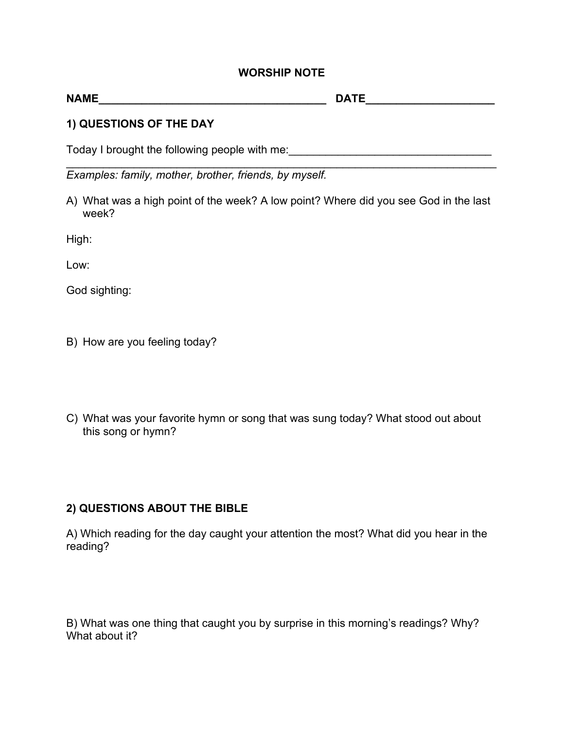# WORSHIP NOTE

**NAME_____________________________________ DATE____________________**

## 1) QUESTIONS OF THE DAY

Today I brought the following people with me:_________________________________
_____________________________________________________________________
*Examples: family, mother, brother, friends, by myself.*

A) What was a high point of the week? A low point? Where did you see God in the last week?

High:

Low:

God sighting:

B) How are you feeling today?

C) What was your favorite hymn or song that was sung today? What stood out about this song or hymn?

## 2) QUESTIONS ABOUT THE BIBLE

A) Which reading for the day caught your attention the most? What did you hear in the reading?

B) What was one thing that caught you by surprise in this morning's readings? Why? What about it?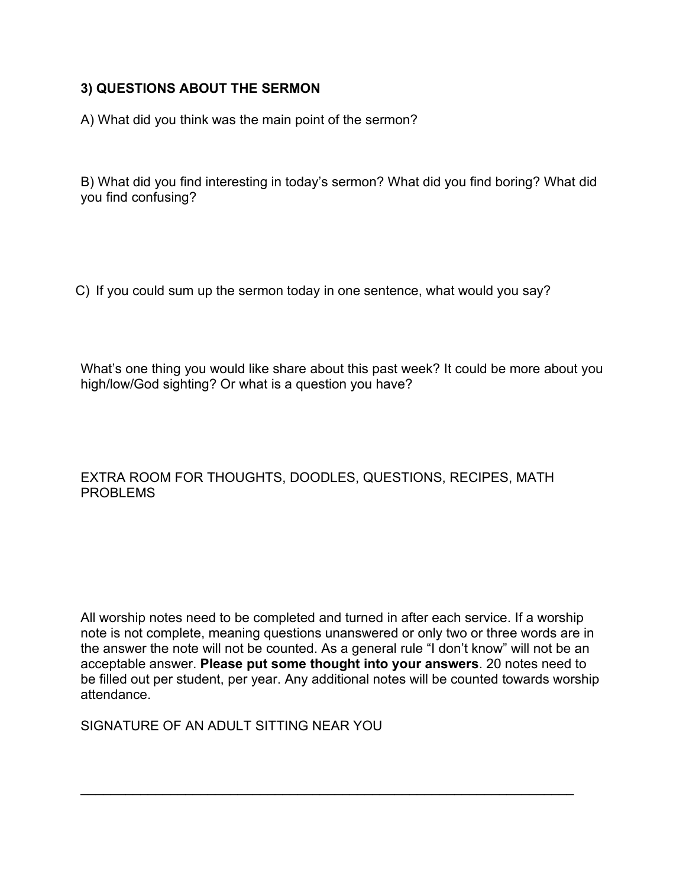### 3) QUESTIONS ABOUT THE SERMON

A) What did you think was the main point of the sermon?

B) What did you find interesting in today's sermon? What did you find boring? What did you find confusing?

C) If you could sum up the sermon today in one sentence, what would you say?

What's one thing you would like share about this past week? It could be more about you high/low/God sighting? Or what is a question you have?

EXTRA ROOM FOR THOUGHTS, DOODLES, QUESTIONS, RECIPES, MATH PROBLEMS

All worship notes need to be completed and turned in after each service. If a worship note is not complete, meaning questions unanswered or only two or three words are in the answer the note will not be counted. As a general rule "I don't know" will not be an acceptable answer. **Please put some thought into your answers**. 20 notes need to be filled out per student, per year. Any additional notes will be counted towards worship attendance.

SIGNATURE OF AN ADULT SITTING NEAR YOU

\_\_\_\_\_\_\_\_\_\_\_\_\_\_\_\_\_\_\_\_\_\_\_\_\_\_\_\_\_\_\_\_\_\_\_\_\_\_\_\_\_\_\_\_\_\_\_\_\_\_\_\_\_\_\_\_\_\_\_\_\_\_\_\_